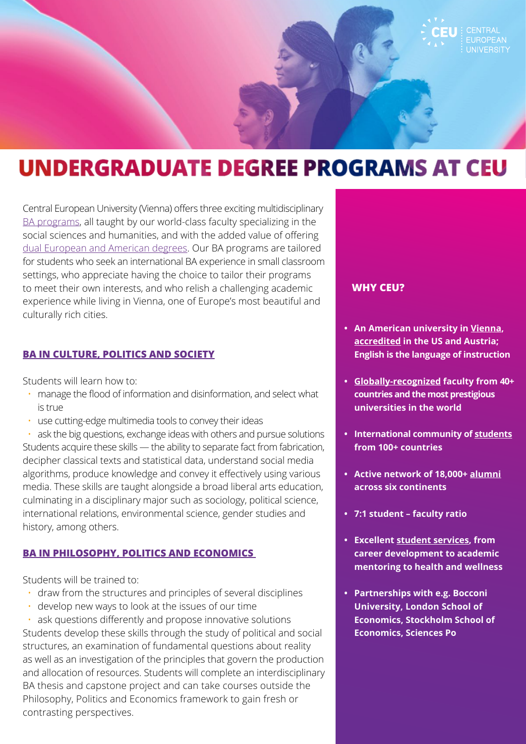# UNDERGRADUATE DEGREE PROGRAMS AT CEU

Central European University (Vienna) offers three exciting multidisciplinary BA programs, all taught by our world-class faculty specializing in the social sciences and humanities, and with the added value of offering dual European and American degrees. Our BA programs are tailored for students who seek an international BA experience in small classroom settings, who appreciate having the choice to tailor their programs to meet their own interests, and who relish a challenging academic experience while living in Vienna, one of Europe's most beautiful and culturally rich cities.

## BA IN CULTURE, POLITICS AND SOCIETY

Students will learn how to:

- manage the flood of information and disinformation, and select what is true
- use cutting-edge multimedia tools to convey their ideas
- ask the big questions, exchange ideas with others and pursue solutions

Students acquire these skills — the ability to separate fact from fabrication, decipher classical texts and statistical data, understand social media algorithms, produce knowledge and convey it effectively using various media. These skills are taught alongside a broad liberal arts education, culminating in a disciplinary major such as sociology, political science, international relations, environmental science, gender studies and history, among others.

## BA IN PHILOSOPHY, POLITICS AND ECONOMICS

Students will be trained to:

- draw from the structures and principles of several disciplines
- develop new ways to look at the issues of our time
- ask questions differently and propose innovative solutions

Students develop these skills through the study of political and social structures, an examination of fundamental questions about reality as well as an investigation of the principles that govern the production and allocation of resources. Students will complete an interdisciplinary BA thesis and capstone project and can take courses outside the Philosophy, Politics and Economics framework to gain fresh or contrasting perspectives.

### WHY CEU?

- **An American university in Vienna, accredited in the US and Austria; English is the language of instruction**
- **Globally-recognized faculty from 40+ countries and the most prestigious universities in the world**
- **International community of students from 100+ countries**
- **Active network of 18,000+ alumni across six continents**
- **7:1 student – faculty ratio**
- **Excellent student services, from career development to academic mentoring to health and wellness**
- **Partnerships with e.g. Bocconi University, London School of Economics, Stockholm School of Economics, Sciences Po**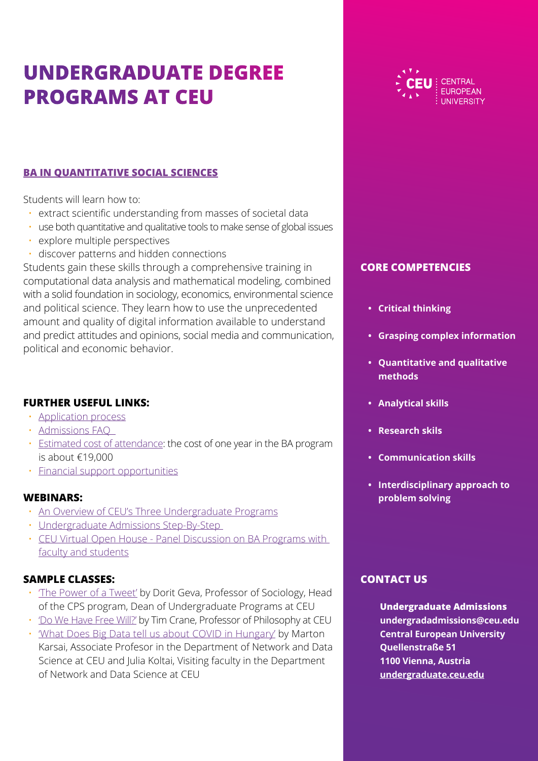# UNDERGRADUATE DEGREE PROGRAMS AT CEU

CEU CENTRAL EUROPEAN UNIVERSITY

## BA IN QUANTITATIVE SOCIAL SCIENCES

Students will learn how to:

- extract scientific understanding from masses of societal data
- use both quantitative and qualitative tools to make sense of global issues
- explore multiple perspectives
- discover patterns and hidden connections

Students gain these skills through a comprehensive training in computational data analysis and mathematical modeling, combined with a solid foundation in sociology, economics, environmental science and political science. They learn how to use the unprecedented amount and quality of digital information available to understand and predict attitudes and opinions, social media and communication, political and economic behavior.

### FURTHER USEFUL LINKS:

- Application process
- Admissions FAQ
- Estimated cost of attendance: the cost of one year in the BA program is about €19,000
- Financial support opportunities

### WEBINARS:

- An Overview of CEU's Three Undergraduate Programs
- Undergraduate Admissions Step-By-Step
- CEU Virtual Open House - Panel Discussion on BA Programs with faculty and students

### SAMPLE CLASSES:

- 'The Power of a Tweet' by Dorit Geva, Professor of Sociology, Head of the CPS program, Dean of Undergraduate Programs at CEU
- 'Do We Have Free Will?' by Tim Crane, Professor of Philosophy at CEU
- 'What Does Big Data tell us about COVID in Hungary' by Marton Karsai, Associate Profesor in the Department of Network and Data Science at CEU and Julia Koltai, Visiting faculty in the Department of Network and Data Science at CEU

### CORE COMPETENCIES

- **Critical thinking**
- **Grasping complex information**
- **Quantitative and qualitative methods**
- **Analytical skills**
- **Research skils**
- **Communication skills**
- **Interdisciplinary approach to problem solving**

### CONTACT US

**Undergraduate Admissions**
**undergradadmissions@ceu.edu**
**Central European University**
**Quellenstraße 51**
**1100 Vienna, Austria**
**undergraduate.ceu.edu**